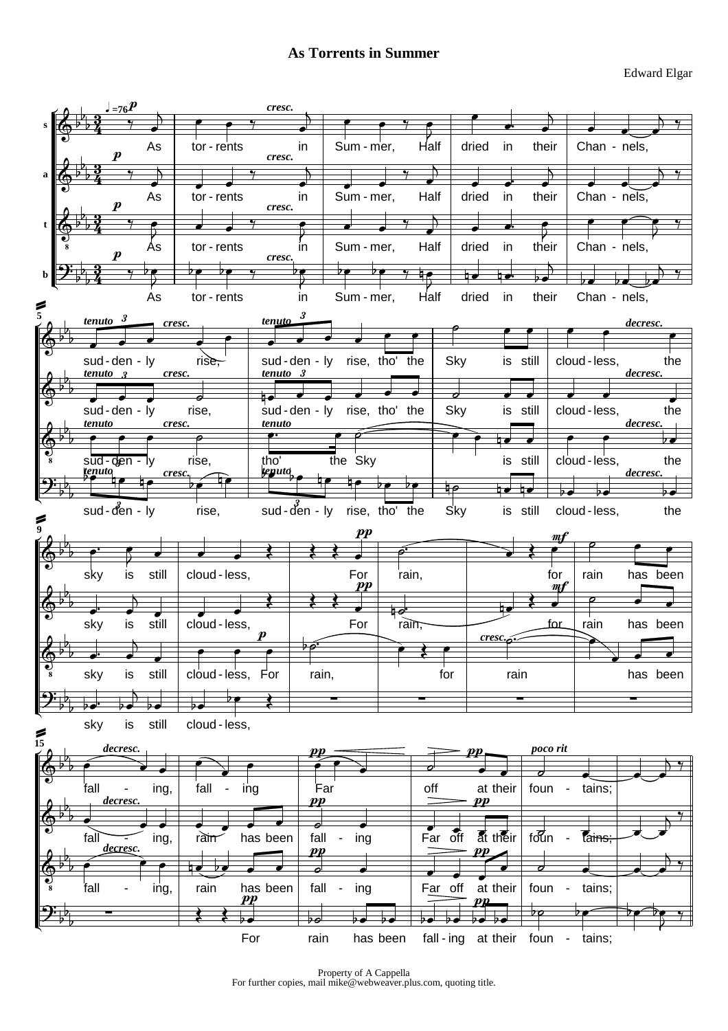# As Torrents in Summer

Edward Elgar

Property of A Cappella
For further copies, mail mike@webweaver.plus.com, quoting title.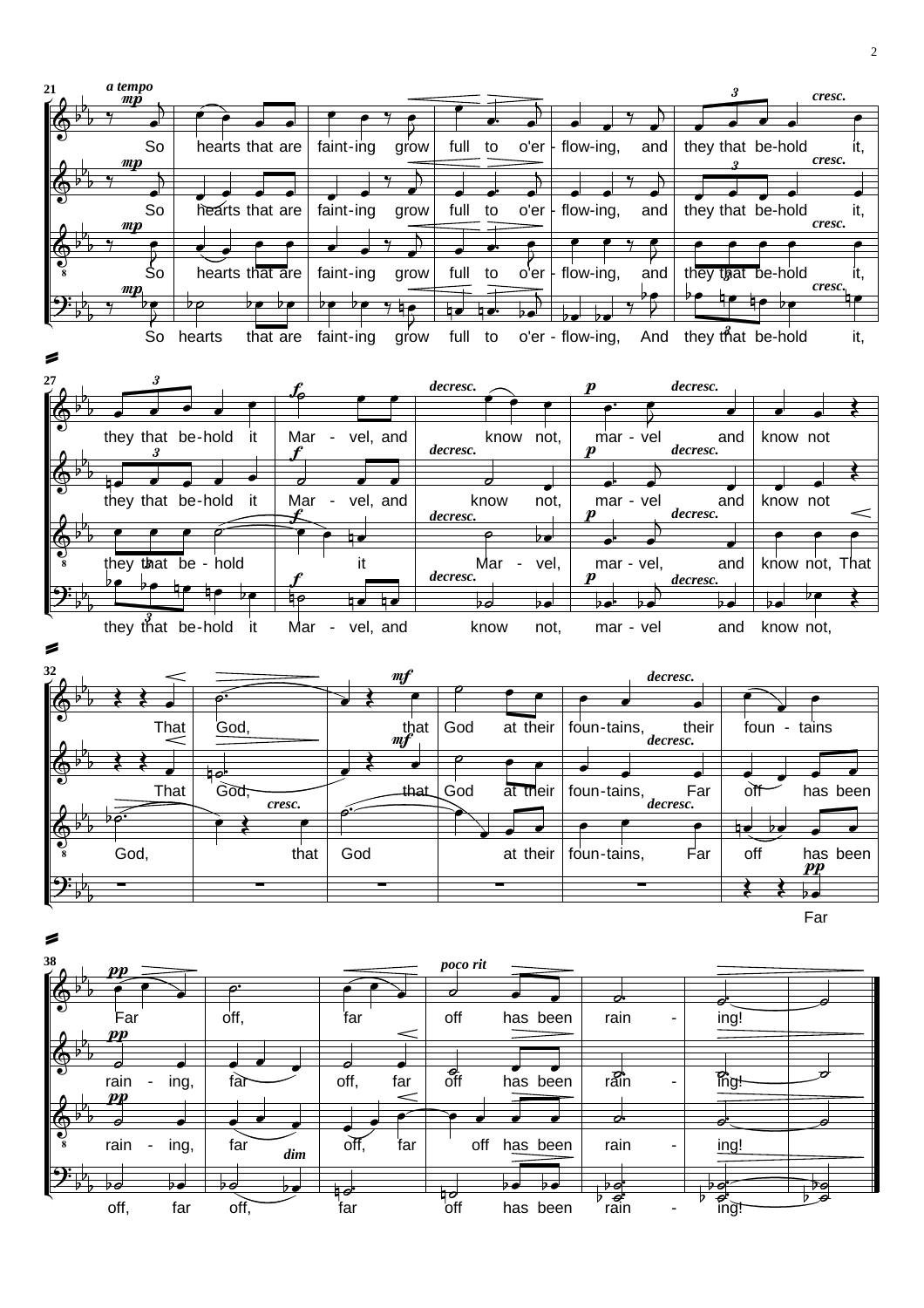a tempo

**Soprano:** So hearts that are faint-ing grow full to o'er-flow-ing, and they that be-hold it, they that be-hold it Mar-vel, and know not, mar-vel and know not That God, that God at their foun-tains, their foun-tains Far off, far off has been rain-ing!

**Alto:** So hearts that are faint-ing grow full to o'er-flow-ing, and they that be-hold it, they that be-hold it Mar-vel, and know not, mar-vel and know not That God, that God at their foun-tains, Far off has been rain-ing, far off, far off has been rain-ing!

**Tenor:** So hearts that are faint-ing grow full to o'er-flow-ing, and they that be-hold it, they that be-hold it Mar-vel, mar-vel, and know not, That God, that God at their foun-tains, Far off has been rain-ing, far off, far off has been rain-ing!

**Bass:** So hearts that are faint-ing grow full to o'er-flow-ing, And they that be-hold it, they that be-hold it Mar-vel, and know not, mar-vel and know not, Far off, far off, far off has been rain-ing!